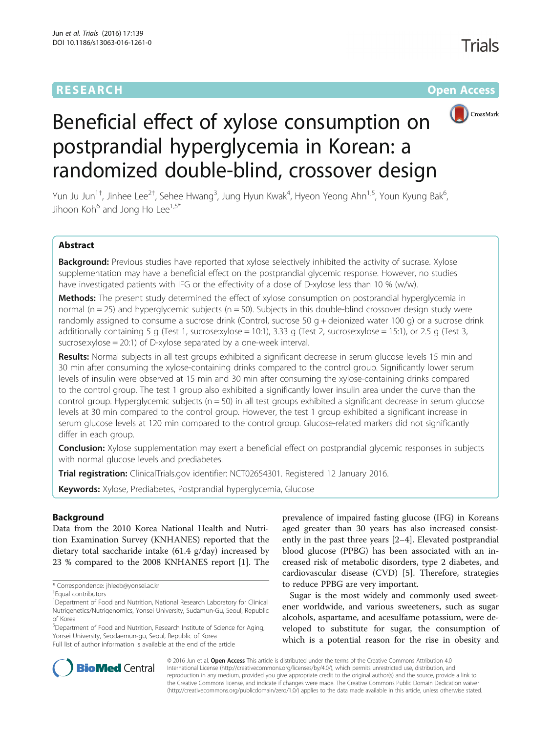RESEARCH Open Access

# Beneficial effect of xylose consumption on postprandial hyperglycemia in Korean: a randomized double-blind, crossover design

Yun Ju Jun[1†], Jinhee Lee[2†], Sehee Hwang[3], Jung Hyun Kwak[4], Hyeon Yeong Ahn[1,5], Youn Kyung Bak[6], Jihoon Koh[6] and Jong Ho Lee[1,5*]

## Abstract

**Background:** Previous studies have reported that xylose selectively inhibited the activity of sucrase. Xylose supplementation may have a beneficial effect on the postprandial glycemic response. However, no studies have investigated patients with IFG or the effectivity of a dose of D-xylose less than 10 % (w/w).

**Methods:** The present study determined the effect of xylose consumption on postprandial hyperglycemia in normal (n = 25) and hyperglycemic subjects (n = 50). Subjects in this double-blind crossover design study were randomly assigned to consume a sucrose drink (Control, sucrose 50 g + deionized water 100 g) or a sucrose drink additionally containing 5 g (Test 1, sucrose:xylose = 10:1), 3.33 g (Test 2, sucrose:xylose = 15:1), or 2.5 g (Test 3, sucrose:xylose = 20:1) of D-xylose separated by a one-week interval.

**Results:** Normal subjects in all test groups exhibited a significant decrease in serum glucose levels 15 min and 30 min after consuming the xylose-containing drinks compared to the control group. Significantly lower serum levels of insulin were observed at 15 min and 30 min after consuming the xylose-containing drinks compared to the control group. The test 1 group also exhibited a significantly lower insulin area under the curve than the control group. Hyperglycemic subjects (n = 50) in all test groups exhibited a significant decrease in serum glucose levels at 30 min compared to the control group. However, the test 1 group exhibited a significant increase in serum glucose levels at 120 min compared to the control group. Glucose-related markers did not significantly differ in each group.

**Conclusion:** Xylose supplementation may exert a beneficial effect on postprandial glycemic responses in subjects with normal glucose levels and prediabetes.

**Trial registration:** ClinicalTrials.gov identifier: NCT02654301. Registered 12 January 2016.

**Keywords:** Xylose, Prediabetes, Postprandial hyperglycemia, Glucose

## Background

Data from the 2010 Korea National Health and Nutrition Examination Survey (KNHANES) reported that the dietary total saccharide intake (61.4 g/day) increased by 23 % compared to the 2008 KNHANES report [1]. The prevalence of impaired fasting glucose (IFG) in Koreans aged greater than 30 years has also increased consistently in the past three years [2–4]. Elevated postprandial blood glucose (PPBG) has been associated with an increased risk of metabolic disorders, type 2 diabetes, and cardiovascular disease (CVD) [5]. Therefore, strategies to reduce PPBG are very important.

Sugar is the most widely and commonly used sweetener worldwide, and various sweeteners, such as sugar alcohols, aspartame, and acesulfame potassium, were developed to substitute for sugar, the consumption of which is a potential reason for the rise in obesity and

\* Correspondence: jhleeb@yonsei.ac.kr

†Equal contributors

[1]Department of Food and Nutrition, National Research Laboratory for Clinical Nutrigenetics/Nutrigenomics, Yonsei University, Sudamun-Gu, Seoul, Republic of Korea

[5]Department of Food and Nutrition, Research Institute of Science for Aging, Yonsei University, Seodaemun-gu, Seoul, Republic of Korea

Full list of author information is available at the end of the article

© 2016 Jun et al. **Open Access** This article is distributed under the terms of the Creative Commons Attribution 4.0 International License (http://creativecommons.org/licenses/by/4.0/), which permits unrestricted use, distribution, and reproduction in any medium, provided you give appropriate credit to the original author(s) and the source, provide a link to the Creative Commons license, and indicate if changes were made. The Creative Commons Public Domain Dedication waiver (http://creativecommons.org/publicdomain/zero/1.0/) applies to the data made available in this article, unless otherwise stated.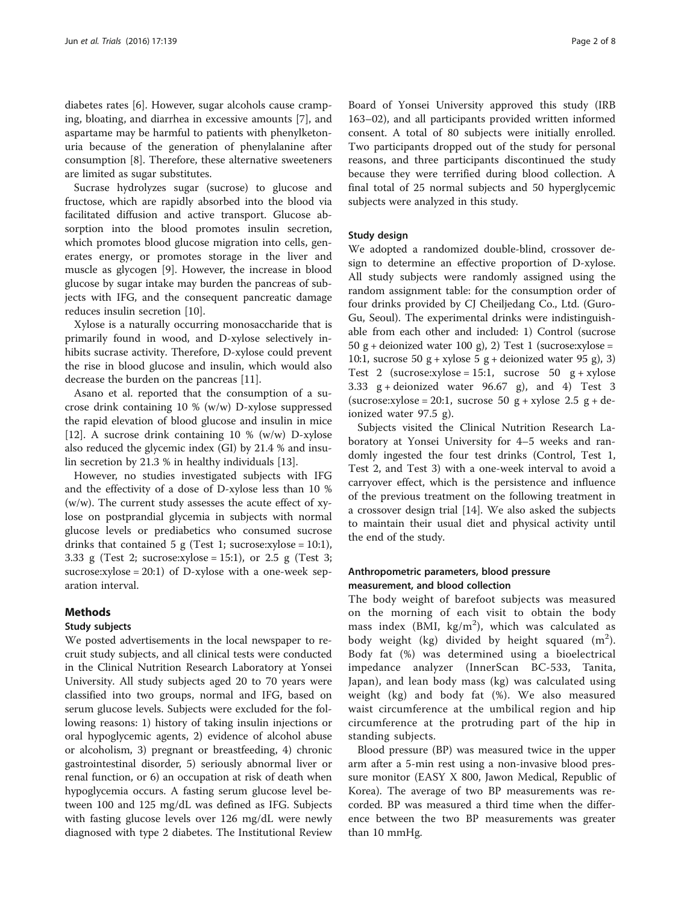diabetes rates [6]. However, sugar alcohols cause cramping, bloating, and diarrhea in excessive amounts [7], and aspartame may be harmful to patients with phenylketonuria because of the generation of phenylalanine after consumption [8]. Therefore, these alternative sweeteners are limited as sugar substitutes.

Sucrase hydrolyzes sugar (sucrose) to glucose and fructose, which are rapidly absorbed into the blood via facilitated diffusion and active transport. Glucose absorption into the blood promotes insulin secretion, which promotes blood glucose migration into cells, generates energy, or promotes storage in the liver and muscle as glycogen [9]. However, the increase in blood glucose by sugar intake may burden the pancreas of subjects with IFG, and the consequent pancreatic damage reduces insulin secretion [10].

Xylose is a naturally occurring monosaccharide that is primarily found in wood, and D-xylose selectively inhibits sucrase activity. Therefore, D-xylose could prevent the rise in blood glucose and insulin, which would also decrease the burden on the pancreas [11].

Asano et al. reported that the consumption of a sucrose drink containing 10 % (w/w) D-xylose suppressed the rapid elevation of blood glucose and insulin in mice [12]. A sucrose drink containing 10 % (w/w) D-xylose also reduced the glycemic index (GI) by 21.4 % and insulin secretion by 21.3 % in healthy individuals [13].

However, no studies investigated subjects with IFG and the effectivity of a dose of D-xylose less than 10 % (w/w). The current study assesses the acute effect of xylose on postprandial glycemia in subjects with normal glucose levels or prediabetics who consumed sucrose drinks that contained 5 g (Test 1; sucrose:xylose = 10:1), 3.33 g (Test 2; sucrose:xylose = 15:1), or 2.5 g (Test 3; sucrose:xylose = 20:1) of D-xylose with a one-week separation interval.

## Methods

### Study subjects

We posted advertisements in the local newspaper to recruit study subjects, and all clinical tests were conducted in the Clinical Nutrition Research Laboratory at Yonsei University. All study subjects aged 20 to 70 years were classified into two groups, normal and IFG, based on serum glucose levels. Subjects were excluded for the following reasons: 1) history of taking insulin injections or oral hypoglycemic agents, 2) evidence of alcohol abuse or alcoholism, 3) pregnant or breastfeeding, 4) chronic gastrointestinal disorder, 5) seriously abnormal liver or renal function, or 6) an occupation at risk of death when hypoglycemia occurs. A fasting serum glucose level between 100 and 125 mg/dL was defined as IFG. Subjects with fasting glucose levels over 126 mg/dL were newly diagnosed with type 2 diabetes. The Institutional Review Board of Yonsei University approved this study (IRB 163–02), and all participants provided written informed consent. A total of 80 subjects were initially enrolled. Two participants dropped out of the study for personal reasons, and three participants discontinued the study because they were terrified during blood collection. A final total of 25 normal subjects and 50 hyperglycemic subjects were analyzed in this study.

### Study design

We adopted a randomized double-blind, crossover design to determine an effective proportion of D-xylose. All study subjects were randomly assigned using the random assignment table: for the consumption order of four drinks provided by CJ Cheiljedang Co., Ltd. (Guro-Gu, Seoul). The experimental drinks were indistinguishable from each other and included: 1) Control (sucrose 50 g + deionized water 100 g), 2) Test 1 (sucrose:xylose = 10:1, sucrose 50 g + xylose 5 g + deionized water 95 g), 3) Test 2 (sucrose:xylose = 15:1, sucrose 50 g + xylose 3.33 g + deionized water 96.67 g), and 4) Test 3 (sucrose:xylose = 20:1, sucrose 50 g + xylose 2.5 g + deionized water 97.5 g).

Subjects visited the Clinical Nutrition Research Laboratory at Yonsei University for 4–5 weeks and randomly ingested the four test drinks (Control, Test 1, Test 2, and Test 3) with a one-week interval to avoid a carryover effect, which is the persistence and influence of the previous treatment on the following treatment in a crossover design trial [14]. We also asked the subjects to maintain their usual diet and physical activity until the end of the study.

### Anthropometric parameters, blood pressure measurement, and blood collection

The body weight of barefoot subjects was measured on the morning of each visit to obtain the body mass index (BMI, $kg/m^2$), which was calculated as body weight (kg) divided by height squared ($m^2$). Body fat (%) was determined using a bioelectrical impedance analyzer (InnerScan BC-533, Tanita, Japan), and lean body mass (kg) was calculated using weight (kg) and body fat (%). We also measured waist circumference at the umbilical region and hip circumference at the protruding part of the hip in standing subjects.

Blood pressure (BP) was measured twice in the upper arm after a 5-min rest using a non-invasive blood pressure monitor (EASY X 800, Jawon Medical, Republic of Korea). The average of two BP measurements was recorded. BP was measured a third time when the difference between the two BP measurements was greater than 10 mmHg.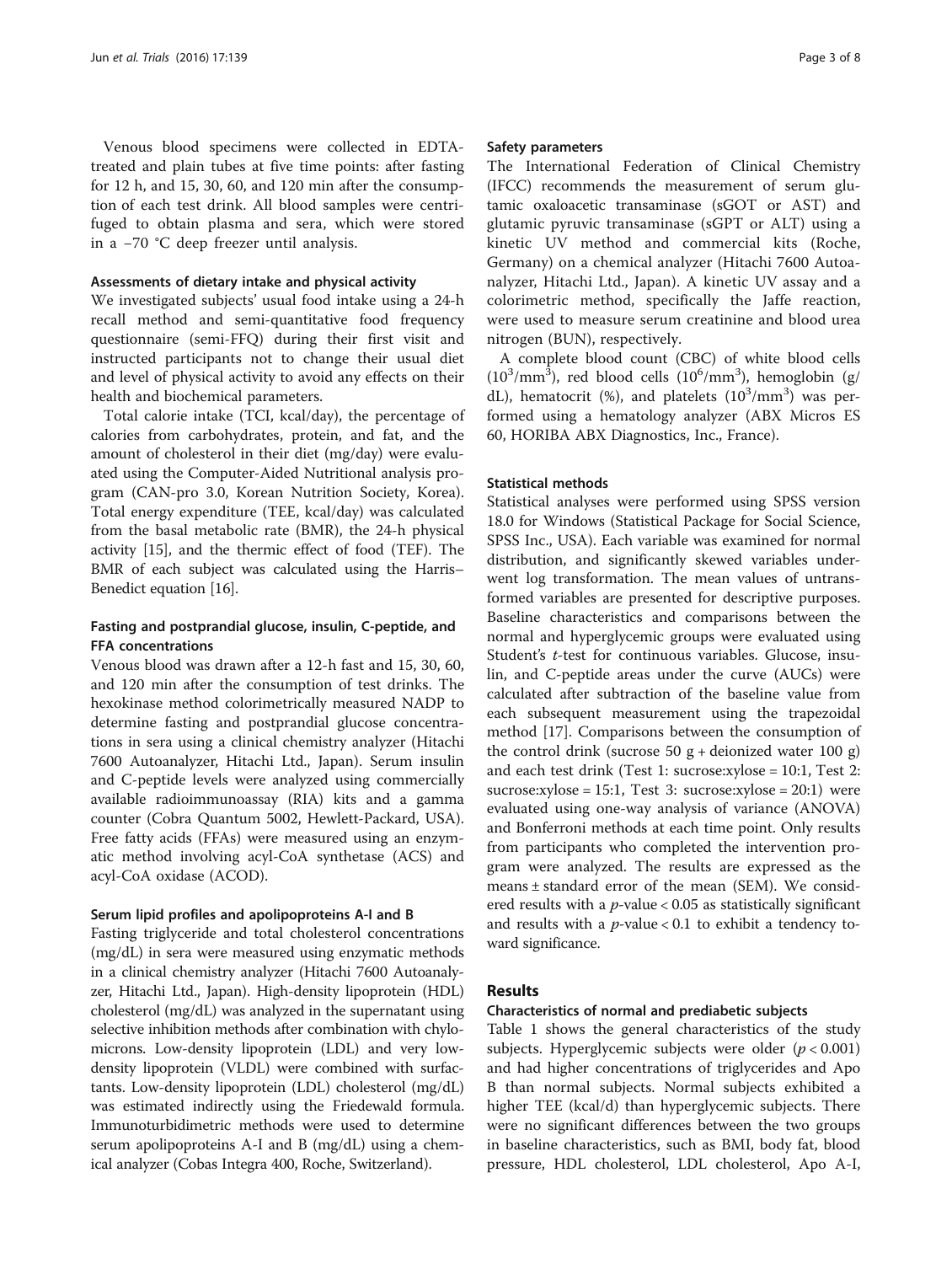Venous blood specimens were collected in EDTA-treated and plain tubes at five time points: after fasting for 12 h, and 15, 30, 60, and 120 min after the consumption of each test drink. All blood samples were centrifuged to obtain plasma and sera, which were stored in a −70 °C deep freezer until analysis.

#### Assessments of dietary intake and physical activity

We investigated subjects' usual food intake using a 24-h recall method and semi-quantitative food frequency questionnaire (semi-FFQ) during their first visit and instructed participants not to change their usual diet and level of physical activity to avoid any effects on their health and biochemical parameters.

Total calorie intake (TCI, kcal/day), the percentage of calories from carbohydrates, protein, and fat, and the amount of cholesterol in their diet (mg/day) were evaluated using the Computer-Aided Nutritional analysis program (CAN-pro 3.0, Korean Nutrition Society, Korea). Total energy expenditure (TEE, kcal/day) was calculated from the basal metabolic rate (BMR), the 24-h physical activity [15], and the thermic effect of food (TEF). The BMR of each subject was calculated using the Harris–Benedict equation [16].

#### Fasting and postprandial glucose, insulin, C-peptide, and FFA concentrations

Venous blood was drawn after a 12-h fast and 15, 30, 60, and 120 min after the consumption of test drinks. The hexokinase method colorimetrically measured NADP to determine fasting and postprandial glucose concentrations in sera using a clinical chemistry analyzer (Hitachi 7600 Autoanalyzer, Hitachi Ltd., Japan). Serum insulin and C-peptide levels were analyzed using commercially available radioimmunoassay (RIA) kits and a gamma counter (Cobra Quantum 5002, Hewlett-Packard, USA). Free fatty acids (FFAs) were measured using an enzymatic method involving acyl-CoA synthetase (ACS) and acyl-CoA oxidase (ACOD).

#### Serum lipid profiles and apolipoproteins A-I and B

Fasting triglyceride and total cholesterol concentrations (mg/dL) in sera were measured using enzymatic methods in a clinical chemistry analyzer (Hitachi 7600 Autoanalyzer, Hitachi Ltd., Japan). High-density lipoprotein (HDL) cholesterol (mg/dL) was analyzed in the supernatant using selective inhibition methods after combination with chylomicrons. Low-density lipoprotein (LDL) and very low-density lipoprotein (VLDL) were combined with surfactants. Low-density lipoprotein (LDL) cholesterol (mg/dL) was estimated indirectly using the Friedewald formula. Immunoturbidimetric methods were used to determine serum apolipoproteins A-I and B (mg/dL) using a chemical analyzer (Cobas Integra 400, Roche, Switzerland).

#### Safety parameters

The International Federation of Clinical Chemistry (IFCC) recommends the measurement of serum glutamic oxaloacetic transaminase (sGOT or AST) and glutamic pyruvic transaminase (sGPT or ALT) using a kinetic UV method and commercial kits (Roche, Germany) on a chemical analyzer (Hitachi 7600 Autoanalyzer, Hitachi Ltd., Japan). A kinetic UV assay and a colorimetric method, specifically the Jaffe reaction, were used to measure serum creatinine and blood urea nitrogen (BUN), respectively.

A complete blood count (CBC) of white blood cells ($10^3/mm^3$), red blood cells ($10^6/mm^3$), hemoglobin (g/dL), hematocrit (%), and platelets ($10^3/mm^3$) was performed using a hematology analyzer (ABX Micros ES 60, HORIBA ABX Diagnostics, Inc., France).

#### Statistical methods

Statistical analyses were performed using SPSS version 18.0 for Windows (Statistical Package for Social Science, SPSS Inc., USA). Each variable was examined for normal distribution, and significantly skewed variables underwent log transformation. The mean values of untransformed variables are presented for descriptive purposes. Baseline characteristics and comparisons between the normal and hyperglycemic groups were evaluated using Student's *t*-test for continuous variables. Glucose, insulin, and C-peptide areas under the curve (AUCs) were calculated after subtraction of the baseline value from each subsequent measurement using the trapezoidal method [17]. Comparisons between the consumption of the control drink (sucrose 50 g + deionized water 100 g) and each test drink (Test 1: sucrose:xylose = 10:1, Test 2: sucrose:xylose = 15:1, Test 3: sucrose:xylose = 20:1) were evaluated using one-way analysis of variance (ANOVA) and Bonferroni methods at each time point. Only results from participants who completed the intervention program were analyzed. The results are expressed as the means ± standard error of the mean (SEM). We considered results with a $p$-value < 0.05 as statistically significant and results with a $p$-value < 0.1 to exhibit a tendency toward significance.

## Results

#### Characteristics of normal and prediabetic subjects

Table 1 shows the general characteristics of the study subjects. Hyperglycemic subjects were older ($p < 0.001$) and had higher concentrations of triglycerides and Apo B than normal subjects. Normal subjects exhibited a higher TEE (kcal/d) than hyperglycemic subjects. There were no significant differences between the two groups in baseline characteristics, such as BMI, body fat, blood pressure, HDL cholesterol, LDL cholesterol, Apo A-I,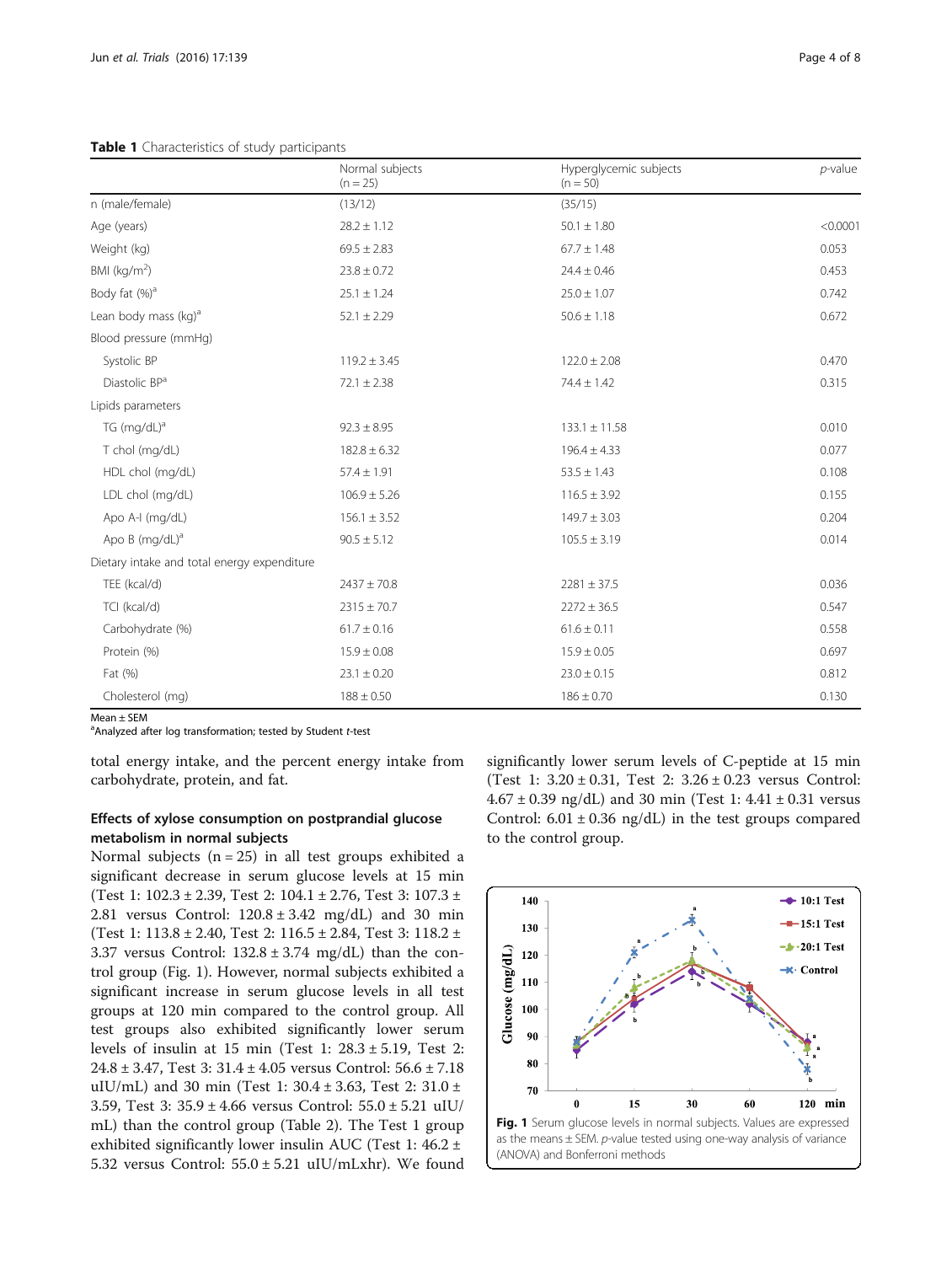**Table 1** Characteristics of study participants

| | Normal subjects (n = 25) | Hyperglycemic subjects (n = 50) | *p*-value |
|---|---|---|---|
| n (male/female) | (13/12) | (35/15) | |
| Age (years) | 28.2 ± 1.12 | 50.1 ± 1.80 | <0.0001 |
| Weight (kg) | 69.5 ± 2.83 | 67.7 ± 1.48 | 0.053 |
| BMI (kg/m$^2$) | 23.8 ± 0.72 | 24.4 ± 0.46 | 0.453 |
| Body fat (%)[a] | 25.1 ± 1.24 | 25.0 ± 1.07 | 0.742 |
| Lean body mass (kg)[a] | 52.1 ± 2.29 | 50.6 ± 1.18 | 0.672 |
| Blood pressure (mmHg) | | | |
| Systolic BP | 119.2 ± 3.45 | 122.0 ± 2.08 | 0.470 |
| Diastolic BP[a] | 72.1 ± 2.38 | 74.4 ± 1.42 | 0.315 |
| Lipids parameters | | | |
| TG (mg/dL)[a] | 92.3 ± 8.95 | 133.1 ± 11.58 | 0.010 |
| T chol (mg/dL) | 182.8 ± 6.32 | 196.4 ± 4.33 | 0.077 |
| HDL chol (mg/dL) | 57.4 ± 1.91 | 53.5 ± 1.43 | 0.108 |
| LDL chol (mg/dL) | 106.9 ± 5.26 | 116.5 ± 3.92 | 0.155 |
| Apo A-I (mg/dL) | 156.1 ± 3.52 | 149.7 ± 3.03 | 0.204 |
| Apo B (mg/dL)[a] | 90.5 ± 5.12 | 105.5 ± 3.19 | 0.014 |
| Dietary intake and total energy expenditure | | | |
| TEE (kcal/d) | 2437 ± 70.8 | 2281 ± 37.5 | 0.036 |
| TCI (kcal/d) | 2315 ± 70.7 | 2272 ± 36.5 | 0.547 |
| Carbohydrate (%) | 61.7 ± 0.16 | 61.6 ± 0.11 | 0.558 |
| Protein (%) | 15.9 ± 0.08 | 15.9 ± 0.05 | 0.697 |
| Fat (%) | 23.1 ± 0.20 | 23.0 ± 0.15 | 0.812 |
| Cholesterol (mg) | 188 ± 0.50 | 186 ± 0.70 | 0.130 |

Mean ± SEM
[a]Analyzed after log transformation; tested by Student *t*-test

total energy intake, and the percent energy intake from carbohydrate, protein, and fat.

### Effects of xylose consumption on postprandial glucose metabolism in normal subjects

Normal subjects (n = 25) in all test groups exhibited a significant decrease in serum glucose levels at 15 min (Test 1: 102.3 ± 2.39, Test 2: 104.1 ± 2.76, Test 3: 107.3 ± 2.81 versus Control: 120.8 ± 3.42 mg/dL) and 30 min (Test 1: 113.8 ± 2.40, Test 2: 116.5 ± 2.84, Test 3: 118.2 ± 3.37 versus Control: 132.8 ± 3.74 mg/dL) than the control group (Fig. 1). However, normal subjects exhibited a significant increase in serum glucose levels in all test groups at 120 min compared to the control group. All test groups also exhibited significantly lower serum levels of insulin at 15 min (Test 1: 28.3 ± 5.19, Test 2: 24.8 ± 3.47, Test 3: 31.4 ± 4.05 versus Control: 56.6 ± 7.18 uIU/mL) and 30 min (Test 1: 30.4 ± 3.63, Test 2: 31.0 ± 3.59, Test 3: 35.9 ± 4.66 versus Control: 55.0 ± 5.21 uIU/mL) than the control group (Table 2). The Test 1 group exhibited significantly lower insulin AUC (Test 1: 46.2 ± 5.32 versus Control: 55.0 ± 5.21 uIU/mLxhr). We found significantly lower serum levels of C-peptide at 15 min (Test 1: 3.20 ± 0.31, Test 2: 3.26 ± 0.23 versus Control: 4.67 ± 0.39 ng/dL) and 30 min (Test 1: 4.41 ± 0.31 versus Control: 6.01 ± 0.36 ng/dL) in the test groups compared to the control group.

**Fig. 1** Serum glucose levels in normal subjects. Values are expressed as the means ± SEM. *p*-value tested using one-way analysis of variance (ANOVA) and Bonferroni methods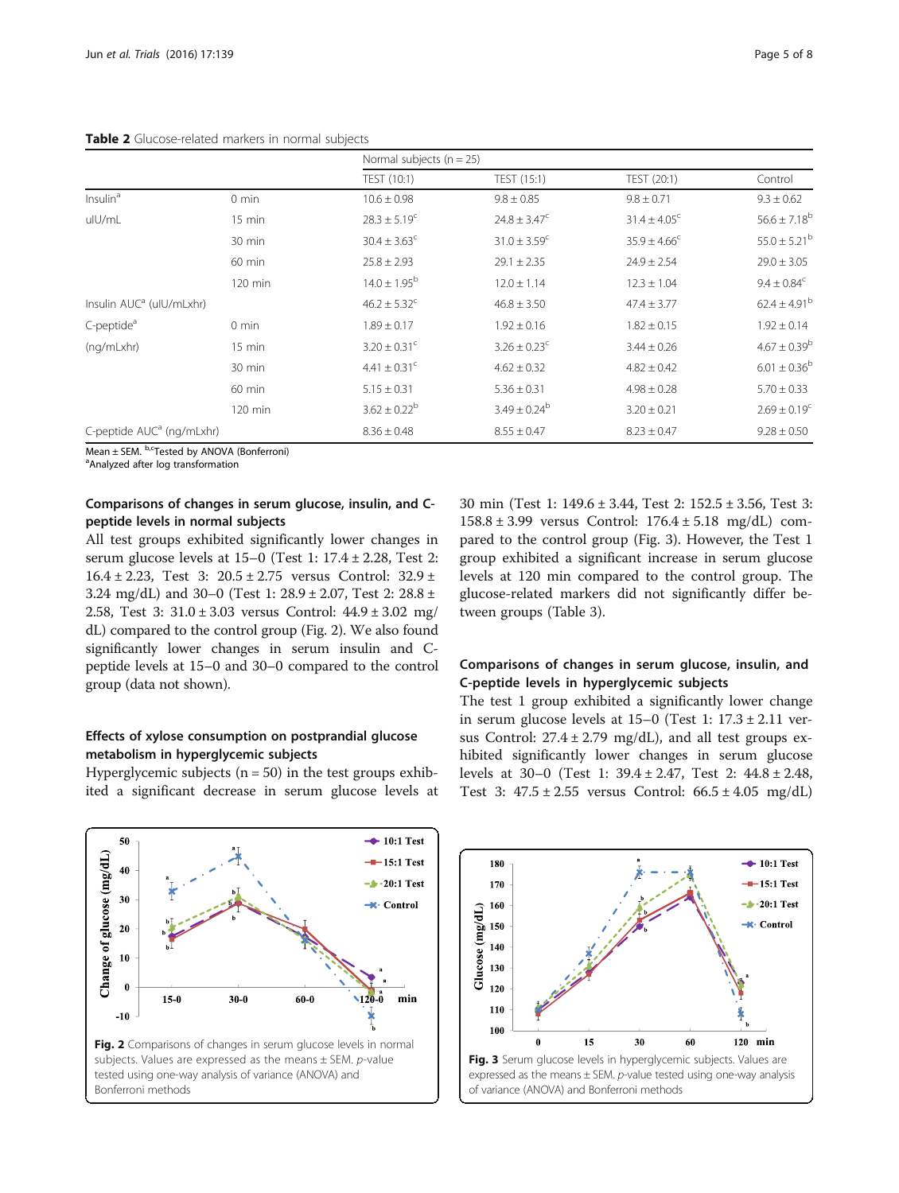**Table 2** Glucose-related markers in normal subjects

| | | Normal subjects (n = 25) | | | |
|---|---|---|---|---|---|
| | | TEST (10:1) | TEST (15:1) | TEST (20:1) | Control |
| Insulin[a] | 0 min | 10.6 ± 0.98 | 9.8 ± 0.85 | 9.8 ± 0.71 | 9.3 ± 0.62 |
| uIU/mL | 15 min | 28.3 ± 5.19[c] | 24.8 ± 3.47[c] | 31.4 ± 4.05[c] | 56.6 ± 7.18[b] |
| | 30 min | 30.4 ± 3.63[c] | 31.0 ± 3.59[c] | 35.9 ± 4.66[c] | 55.0 ± 5.21[b] |
| | 60 min | 25.8 ± 2.93 | 29.1 ± 2.35 | 24.9 ± 2.54 | 29.0 ± 3.05 |
| | 120 min | 14.0 ± 1.95[b] | 12.0 ± 1.14 | 12.3 ± 1.04 | 9.4 ± 0.84[c] |
| Insulin AUC[a] (uIU/mLxhr) | | 46.2 ± 5.32[c] | 46.8 ± 3.50 | 47.4 ± 3.77 | 62.4 ± 4.91[b] |
| C-peptide[a] | 0 min | 1.89 ± 0.17 | 1.92 ± 0.16 | 1.82 ± 0.15 | 1.92 ± 0.14 |
| (ng/mLxhr) | 15 min | 3.20 ± 0.31[c] | 3.26 ± 0.23[c] | 3.44 ± 0.26 | 4.67 ± 0.39[b] |
| | 30 min | 4.41 ± 0.31[c] | 4.62 ± 0.32 | 4.82 ± 0.42 | 6.01 ± 0.36[b] |
| | 60 min | 5.15 ± 0.31 | 5.36 ± 0.31 | 4.98 ± 0.28 | 5.70 ± 0.33 |
| | 120 min | 3.62 ± 0.22[b] | 3.49 ± 0.24[b] | 3.20 ± 0.21 | 2.69 ± 0.19[c] |
| C-peptide AUC[a] (ng/mLxhr) | | 8.36 ± 0.48 | 8.55 ± 0.47 | 8.23 ± 0.47 | 9.28 ± 0.50 |

Mean ± SEM. [b,c]Tested by ANOVA (Bonferroni)
[a]Analyzed after log transformation

### Comparisons of changes in serum glucose, insulin, and C-peptide levels in normal subjects

All test groups exhibited significantly lower changes in serum glucose levels at 15–0 (Test 1: 17.4 ± 2.28, Test 2: 16.4 ± 2.23, Test 3: 20.5 ± 2.75 versus Control: 32.9 ± 3.24 mg/dL) and 30–0 (Test 1: 28.9 ± 2.07, Test 2: 28.8 ± 2.58, Test 3: 31.0 ± 3.03 versus Control: 44.9 ± 3.02 mg/dL) compared to the control group (Fig. 2). We also found significantly lower changes in serum insulin and C-peptide levels at 15–0 and 30–0 compared to the control group (data not shown).

### Effects of xylose consumption on postprandial glucose metabolism in hyperglycemic subjects

Hyperglycemic subjects (n = 50) in the test groups exhibited a significant decrease in serum glucose levels at 30 min (Test 1: 149.6 ± 3.44, Test 2: 152.5 ± 3.56, Test 3: 158.8 ± 3.99 versus Control: 176.4 ± 5.18 mg/dL) compared to the control group (Fig. 3). However, the Test 1 group exhibited a significant increase in serum glucose levels at 120 min compared to the control group. The glucose-related markers did not significantly differ between groups (Table 3).

### Comparisons of changes in serum glucose, insulin, and C-peptide levels in hyperglycemic subjects

The test 1 group exhibited a significantly lower change in serum glucose levels at 15–0 (Test 1: 17.3 ± 2.11 versus Control: 27.4 ± 2.79 mg/dL), and all test groups exhibited significantly lower changes in serum glucose levels at 30–0 (Test 1: 39.4 ± 2.47, Test 2: 44.8 ± 2.48, Test 3: 47.5 ± 2.55 versus Control: 66.5 ± 4.05 mg/dL)

**Fig. 2** Comparisons of changes in serum glucose levels in normal subjects. Values are expressed as the means ± SEM. *p*-value tested using one-way analysis of variance (ANOVA) and Bonferroni methods

**Fig. 3** Serum glucose levels in hyperglycemic subjects. Values are expressed as the means ± SEM. *p*-value tested using one-way analysis of variance (ANOVA) and Bonferroni methods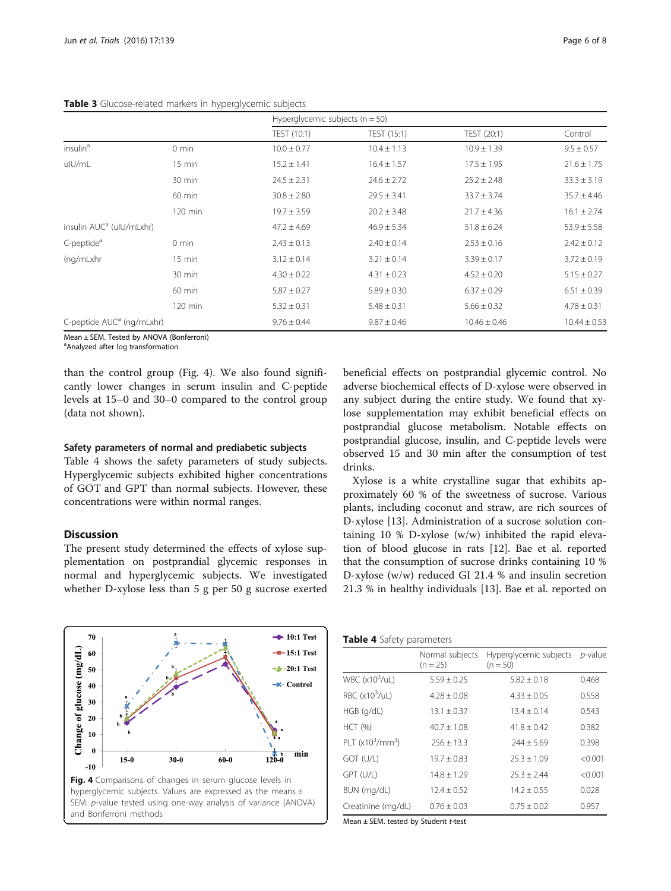**Table 3** Glucose-related markers in hyperglycemic subjects

| | | Hyperglycemic subjects (n = 50) | | | |
|---|---|---|---|---|---|
| | | TEST (10:1) | TEST (15:1) | TEST (20:1) | Control |
| insulin[a] | 0 min | 10.0 ± 0.77 | 10.4 ± 1.13 | 10.9 ± 1.39 | 9.5 ± 0.57 |
| uIU/mL | 15 min | 15.2 ± 1.41 | 16.4 ± 1.57 | 17.5 ± 1.95 | 21.6 ± 1.75 |
| | 30 min | 24.5 ± 2.31 | 24.6 ± 2.72 | 25.2 ± 2.48 | 33.3 ± 3.19 |
| | 60 min | 30.8 ± 2.80 | 29.5 ± 3.41 | 33.7 ± 3.74 | 35.7 ± 4.46 |
| | 120 min | 19.7 ± 3.59 | 20.2 ± 3.48 | 21.7 ± 4.36 | 16.1 ± 2.74 |
| insulin AUC[a] (uIU/mLxhr) | | 47.2 ± 4.69 | 46.9 ± 5.34 | 51.8 ± 6.24 | 53.9 ± 5.58 |
| C-peptide[a] | 0 min | 2.43 ± 0.13 | 2.40 ± 0.14 | 2.53 ± 0.16 | 2.42 ± 0.12 |
| (ng/mLxhr | 15 min | 3.12 ± 0.14 | 3.21 ± 0.14 | 3.39 ± 0.17 | 3.72 ± 0.19 |
| | 30 min | 4.30 ± 0.22 | 4.31 ± 0.23 | 4.52 ± 0.20 | 5.15 ± 0.27 |
| | 60 min | 5.87 ± 0.27 | 5.89 ± 0.30 | 6.37 ± 0.29 | 6.51 ± 0.39 |
| | 120 min | 5.32 ± 0.31 | 5.48 ± 0.31 | 5.66 ± 0.32 | 4.78 ± 0.31 |
| C-peptide AUC[a] (ng/mLxhr) | | 9.76 ± 0.44 | 9.87 ± 0.46 | 10.46 ± 0.46 | 10.44 ± 0.53 |

Mean ± SEM. Tested by ANOVA (Bonferroni)
[a]Analyzed after log transformation

than the control group (Fig. 4). We also found significantly lower changes in serum insulin and C-peptide levels at 15–0 and 30–0 compared to the control group (data not shown).

### Safety parameters of normal and prediabetic subjects

Table 4 shows the safety parameters of study subjects. Hyperglycemic subjects exhibited higher concentrations of GOT and GPT than normal subjects. However, these concentrations were within normal ranges.

## Discussion

The present study determined the effects of xylose supplementation on postprandial glycemic responses in normal and hyperglycemic subjects. We investigated whether D-xylose less than 5 g per 50 g sucrose exerted beneficial effects on postprandial glycemic control. No adverse biochemical effects of D-xylose were observed in any subject during the entire study. We found that xylose supplementation may exhibit beneficial effects on postprandial glucose metabolism. Notable effects on postprandial glucose, insulin, and C-peptide levels were observed 15 and 30 min after the consumption of test drinks.

Xylose is a white crystalline sugar that exhibits approximately 60 % of the sweetness of sucrose. Various plants, including coconut and straw, are rich sources of D-xylose [13]. Administration of a sucrose solution containing 10 % D-xylose (w/w) inhibited the rapid elevation of blood glucose in rats [12]. Bae et al. reported that the consumption of sucrose drinks containing 10 % D-xylose (w/w) reduced GI 21.4 % and insulin secretion 21.3 % in healthy individuals [13]. Bae et al. reported on

**Fig. 4** Comparisons of changes in serum glucose levels in hyperglycemic subjects. Values are expressed as the means ± SEM. *p*-value tested using one-way analysis of variance (ANOVA) and Bonferroni methods

**Table 4** Safety parameters

| | Normal subjects (n = 25) | Hyperglycemic subjects (n = 50) | *p*-value |
|---|---|---|---|
| WBC ($x10^3$/uL) | 5.59 ± 0.25 | 5.82 ± 0.18 | 0.468 |
| RBC ($x10^3$/uL) | 4.28 ± 0.08 | 4.33 ± 0.05 | 0.558 |
| HGB (g/dL) | 13.1 ± 0.37 | 13.4 ± 0.14 | 0.543 |
| HCT (%) | 40.7 ± 1.08 | 41.8 ± 0.42 | 0.382 |
| PLT ($x10^3$/$mm^3$) | 256 ± 13.3 | 244 ± 5.69 | 0.398 |
| GOT (U/L) | 19.7 ± 0.83 | 25.3 ± 1.09 | <0.001 |
| GPT (U/L) | 14.8 ± 1.29 | 25.3 ± 2.44 | <0.001 |
| BUN (mg/dL) | 12.4 ± 0.52 | 14.2 ± 0.55 | 0.028 |
| Creatinine (mg/dL) | 0.76 ± 0.03 | 0.75 ± 0.02 | 0.957 |

Mean ± SEM. tested by Student *t*-test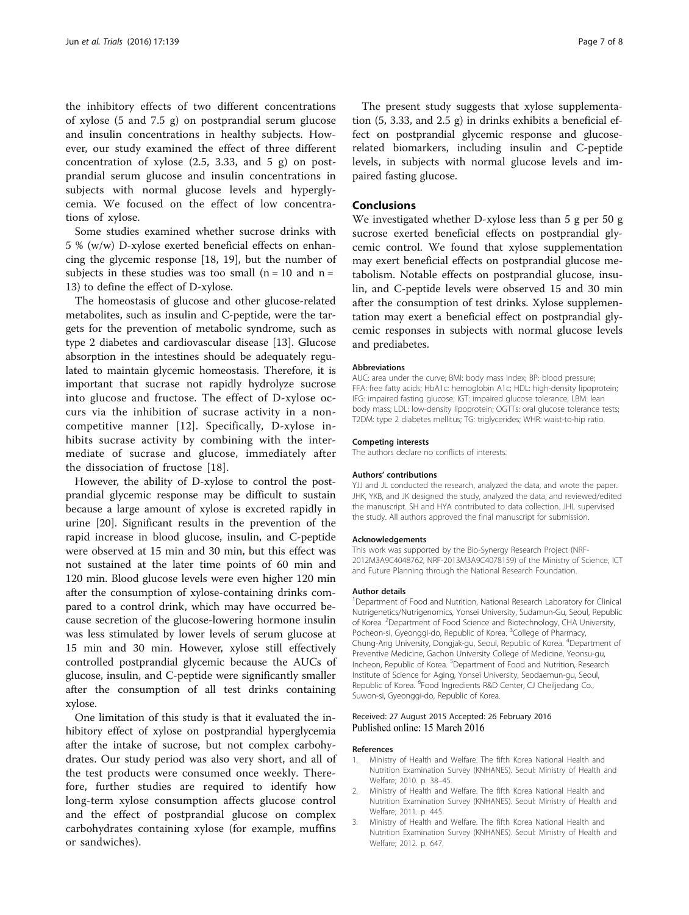the inhibitory effects of two different concentrations of xylose (5 and 7.5 g) on postprandial serum glucose and insulin concentrations in healthy subjects. However, our study examined the effect of three different concentration of xylose (2.5, 3.33, and 5 g) on postprandial serum glucose and insulin concentrations in subjects with normal glucose levels and hyperglycemia. We focused on the effect of low concentrations of xylose.

Some studies examined whether sucrose drinks with 5 % (w/w) D-xylose exerted beneficial effects on enhancing the glycemic response [18, 19], but the number of subjects in these studies was too small (n = 10 and n = 13) to define the effect of D-xylose.

The homeostasis of glucose and other glucose-related metabolites, such as insulin and C-peptide, were the targets for the prevention of metabolic syndrome, such as type 2 diabetes and cardiovascular disease [13]. Glucose absorption in the intestines should be adequately regulated to maintain glycemic homeostasis. Therefore, it is important that sucrase not rapidly hydrolyze sucrose into glucose and fructose. The effect of D-xylose occurs via the inhibition of sucrase activity in a noncompetitive manner [12]. Specifically, D-xylose inhibits sucrase activity by combining with the intermediate of sucrase and glucose, immediately after the dissociation of fructose [18].

However, the ability of D-xylose to control the postprandial glycemic response may be difficult to sustain because a large amount of xylose is excreted rapidly in urine [20]. Significant results in the prevention of the rapid increase in blood glucose, insulin, and C-peptide were observed at 15 min and 30 min, but this effect was not sustained at the later time points of 60 min and 120 min. Blood glucose levels were even higher 120 min after the consumption of xylose-containing drinks compared to a control drink, which may have occurred because secretion of the glucose-lowering hormone insulin was less stimulated by lower levels of serum glucose at 15 min and 30 min. However, xylose still effectively controlled postprandial glycemic because the AUCs of glucose, insulin, and C-peptide were significantly smaller after the consumption of all test drinks containing xylose.

One limitation of this study is that it evaluated the inhibitory effect of xylose on postprandial hyperglycemia after the intake of sucrose, but not complex carbohydrates. Our study period was also very short, and all of the test products were consumed once weekly. Therefore, further studies are required to identify how long-term xylose consumption affects glucose control and the effect of postprandial glucose on complex carbohydrates containing xylose (for example, muffins or sandwiches).

The present study suggests that xylose supplementation (5, 3.33, and 2.5 g) in drinks exhibits a beneficial effect on postprandial glycemic response and glucose-related biomarkers, including insulin and C-peptide levels, in subjects with normal glucose levels and impaired fasting glucose.

## Conclusions

We investigated whether D-xylose less than 5 g per 50 g sucrose exerted beneficial effects on postprandial glycemic control. We found that xylose supplementation may exert beneficial effects on postprandial glucose metabolism. Notable effects on postprandial glucose, insulin, and C-peptide levels were observed 15 and 30 min after the consumption of test drinks. Xylose supplementation may exert a beneficial effect on postprandial glycemic responses in subjects with normal glucose levels and prediabetes.

#### Abbreviations

AUC: area under the curve; BMI: body mass index; BP: blood pressure; FFA: free fatty acids; HbA1c: hemoglobin A1c; HDL: high-density lipoprotein; IFG: impaired fasting glucose; IGT: impaired glucose tolerance; LBM: lean body mass; LDL: low-density lipoprotein; OGTTs: oral glucose tolerance tests; T2DM: type 2 diabetes mellitus; TG: triglycerides; WHR: waist-to-hip ratio.

#### Competing interests

The authors declare no conflicts of interests.

#### Authors' contributions

YJJ and JL conducted the research, analyzed the data, and wrote the paper. JHK, YKB, and JK designed the study, analyzed the data, and reviewed/edited the manuscript. SH and HYA contributed to data collection. JHL supervised the study. All authors approved the final manuscript for submission.

#### Acknowledgements

This work was supported by the Bio-Synergy Research Project (NRF-2012M3A9C4048762, NRF-2013M3A9C4078159) of the Ministry of Science, ICT and Future Planning through the National Research Foundation.

#### Author details

[1]Department of Food and Nutrition, National Research Laboratory for Clinical Nutrigenetics/Nutrigenomics, Yonsei University, Sudamun-Gu, Seoul, Republic of Korea. [2]Department of Food Science and Biotechnology, CHA University, Pocheon-si, Gyeonggi-do, Republic of Korea. [3]College of Pharmacy, Chung-Ang University, Dongjak-gu, Seoul, Republic of Korea. [4]Department of Preventive Medicine, Gachon University College of Medicine, Yeonsu-gu, Incheon, Republic of Korea. [5]Department of Food and Nutrition, Research Institute of Science for Aging, Yonsei University, Seodaemun-gu, Seoul, Republic of Korea. [6]Food Ingredients R&D Center, CJ Cheiljedang Co., Suwon-si, Gyeonggi-do, Republic of Korea.

Received: 27 August 2015 Accepted: 26 February 2016
Published online: 15 March 2016

#### References

1. Ministry of Health and Welfare. The fifth Korea National Health and Nutrition Examination Survey (KNHANES). Seoul: Ministry of Health and Welfare; 2010. p. 38–45.
2. Ministry of Health and Welfare. The fifth Korea National Health and Nutrition Examination Survey (KNHANES). Seoul: Ministry of Health and Welfare; 2011. p. 445.
3. Ministry of Health and Welfare. The fifth Korea National Health and Nutrition Examination Survey (KNHANES). Seoul: Ministry of Health and Welfare; 2012. p. 647.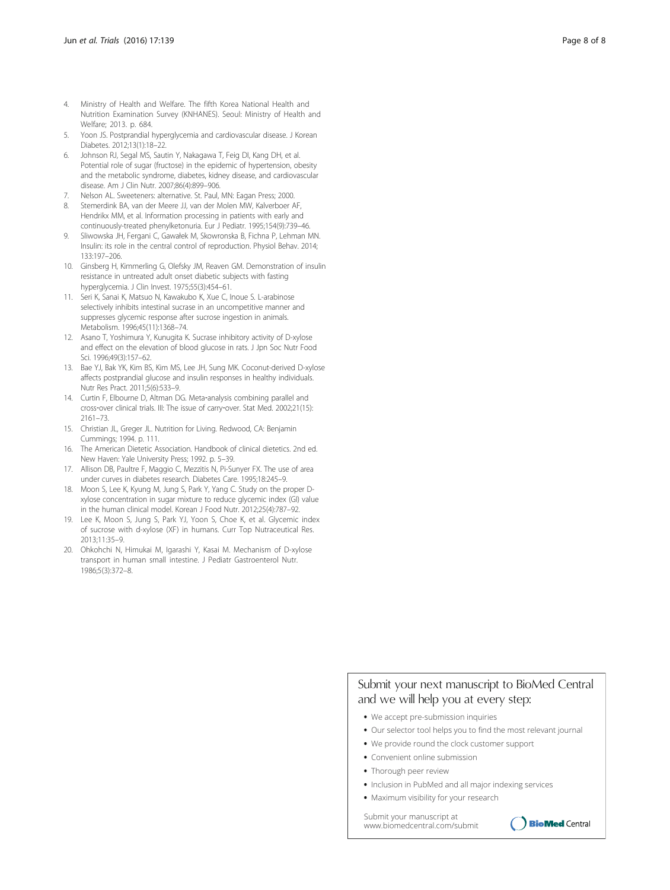4. Ministry of Health and Welfare. The fifth Korea National Health and Nutrition Examination Survey (KNHANES). Seoul: Ministry of Health and Welfare; 2013. p. 684.
5. Yoon JS. Postprandial hyperglycemia and cardiovascular disease. J Korean Diabetes. 2012;13(1):18–22.
6. Johnson RJ, Segal MS, Sautin Y, Nakagawa T, Feig DI, Kang DH, et al. Potential role of sugar (fructose) in the epidemic of hypertension, obesity and the metabolic syndrome, diabetes, kidney disease, and cardiovascular disease. Am J Clin Nutr. 2007;86(4):899–906.
7. Nelson AL. Sweeteners: alternative. St. Paul, MN: Eagan Press; 2000.
8. Stemerdink BA, van der Meere JJ, van der Molen MW, Kalverboer AF, Hendrikx MM, et al. Information processing in patients with early and continuously-treated phenylketonuria. Eur J Pediatr. 1995;154(9):739–46.
9. Sliwowska JH, Fergani C, Gawałek M, Skowronska B, Fichna P, Lehman MN. Insulin: its role in the central control of reproduction. Physiol Behav. 2014; 133:197–206.
10. Ginsberg H, Kimmerling G, Olefsky JM, Reaven GM. Demonstration of insulin resistance in untreated adult onset diabetic subjects with fasting hyperglycemia. J Clin Invest. 1975;55(3):454–61.
11. Seri K, Sanai K, Matsuo N, Kawakubo K, Xue C, Inoue S. L-arabinose selectively inhibits intestinal sucrase in an uncompetitive manner and suppresses glycemic response after sucrose ingestion in animals. Metabolism. 1996;45(11):1368–74.
12. Asano T, Yoshimura Y, Kunugita K. Sucrase inhibitory activity of D-xylose and effect on the elevation of blood glucose in rats. J Jpn Soc Nutr Food Sci. 1996;49(3):157–62.
13. Bae YJ, Bak YK, Kim BS, Kim MS, Lee JH, Sung MK. Coconut-derived D-xylose affects postprandial glucose and insulin responses in healthy individuals. Nutr Res Pract. 2011;5(6):533–9.
14. Curtin F, Elbourne D, Altman DG. Meta-analysis combining parallel and cross-over clinical trials. III: The issue of carry-over. Stat Med. 2002;21(15): 2161–73.
15. Christian JL, Greger JL. Nutrition for Living. Redwood, CA: Benjamin Cummings; 1994. p. 111.
16. The American Dietetic Association. Handbook of clinical dietetics. 2nd ed. New Haven: Yale University Press; 1992. p. 5–39.
17. Allison DB, Paultre F, Maggio C, Mezzitis N, Pi-Sunyer FX. The use of area under curves in diabetes research. Diabetes Care. 1995;18:245–9.
18. Moon S, Lee K, Kyung M, Jung S, Park Y, Yang C. Study on the proper D-xylose concentration in sugar mixture to reduce glycemic index (GI) value in the human clinical model. Korean J Food Nutr. 2012;25(4):787–92.
19. Lee K, Moon S, Jung S, Park YJ, Yoon S, Choe K, et al. Glycemic index of sucrose with d-xylose (XF) in humans. Curr Top Nutraceutical Res. 2013;11:35–9.
20. Ohkohchi N, Himukai M, Igarashi Y, Kasai M. Mechanism of D-xylose transport in human small intestine. J Pediatr Gastroenterol Nutr. 1986;5(3):372–8.

Submit your next manuscript to BioMed Central and we will help you at every step:

- We accept pre-submission inquiries
- Our selector tool helps you to find the most relevant journal
- We provide round the clock customer support
- Convenient online submission
- Thorough peer review
- Inclusion in PubMed and all major indexing services
- Maximum visibility for your research

Submit your manuscript at www.biomedcentral.com/submit

BioMed Central